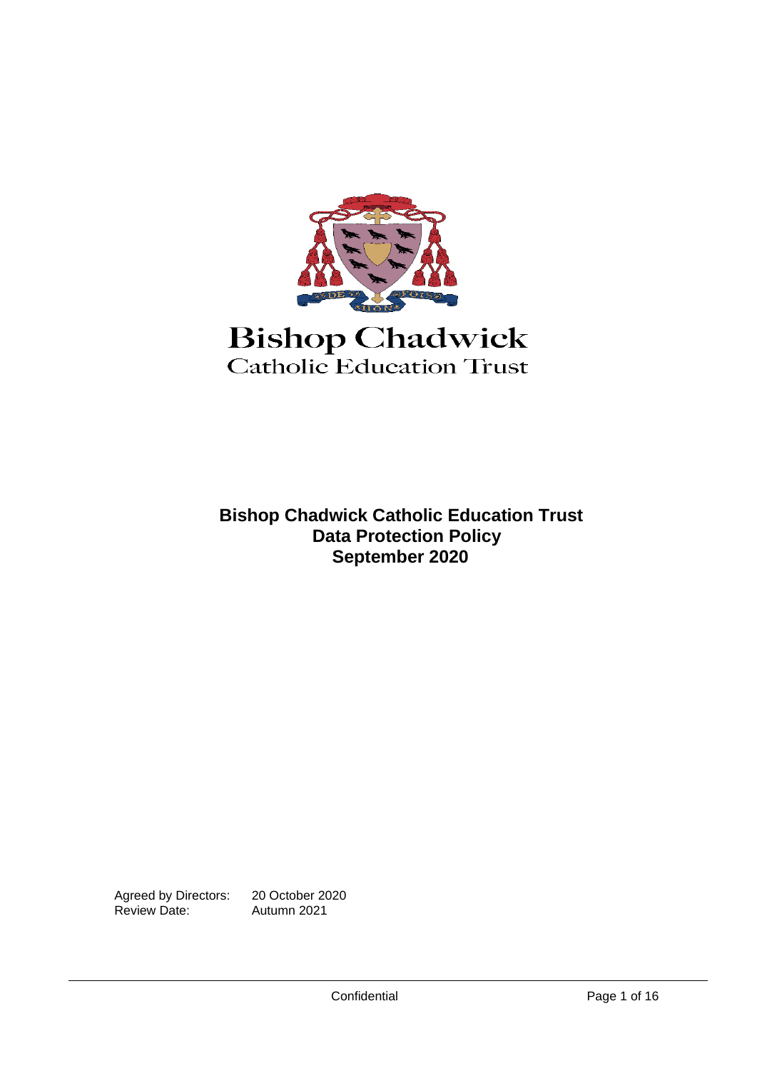Bishop Chadwick
Catholic Education Trust

**Bishop Chadwick Catholic Education Trust**
**Data Protection Policy**
**September 2020**

Agreed by Directors: 20 October 2020
Review Date: Autumn 2021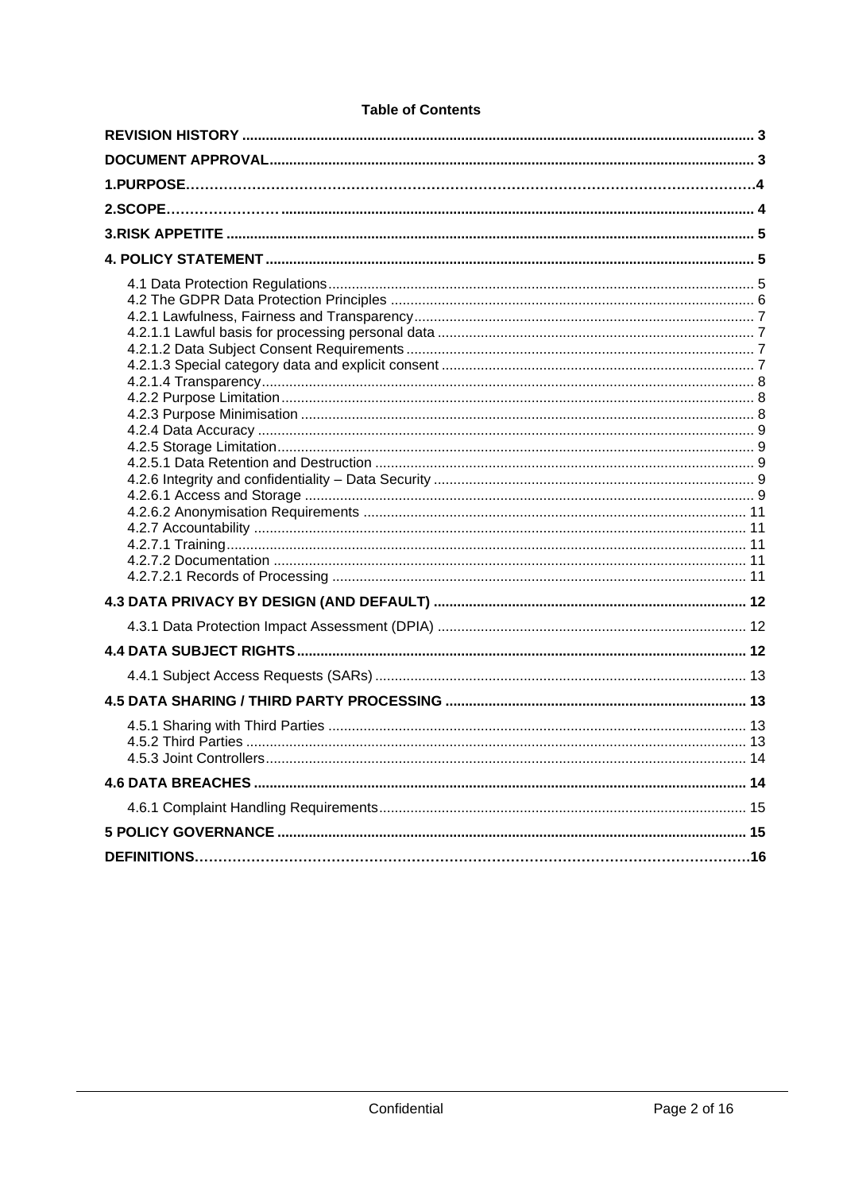**Table of Contents**

| | |
|---|---|
| **REVISION HISTORY** | **3** |
| **DOCUMENT APPROVAL** | **3** |
| **1.PURPOSE** | **4** |
| **2.SCOPE** | **4** |
| **3.RISK APPETITE** | **5** |
| **4. POLICY STATEMENT** | **5** |
| 4.1 Data Protection Regulations | 5 |
| 4.2 The GDPR Data Protection Principles | 6 |
| 4.2.1 Lawfulness, Fairness and Transparency | 7 |
| 4.2.1.1 Lawful basis for processing personal data | 7 |
| 4.2.1.2 Data Subject Consent Requirements | 7 |
| 4.2.1.3 Special category data and explicit consent | 7 |
| 4.2.1.4 Transparency | 8 |
| 4.2.2 Purpose Limitation | 8 |
| 4.2.3 Purpose Minimisation | 8 |
| 4.2.4 Data Accuracy | 9 |
| 4.2.5 Storage Limitation | 9 |
| 4.2.5.1 Data Retention and Destruction | 9 |
| 4.2.6 Integrity and confidentiality – Data Security | 9 |
| 4.2.6.1 Access and Storage | 9 |
| 4.2.6.2 Anonymisation Requirements | 11 |
| 4.2.7 Accountability | 11 |
| 4.2.7.1 Training | 11 |
| 4.2.7.2 Documentation | 11 |
| 4.2.7.2.1 Records of Processing | 11 |
| **4.3 DATA PRIVACY BY DESIGN (AND DEFAULT)** | **12** |
| 4.3.1 Data Protection Impact Assessment (DPIA) | 12 |
| **4.4 DATA SUBJECT RIGHTS** | **12** |
| 4.4.1 Subject Access Requests (SARs) | 13 |
| **4.5 DATA SHARING / THIRD PARTY PROCESSING** | **13** |
| 4.5.1 Sharing with Third Parties | 13 |
| 4.5.2 Third Parties | 13 |
| 4.5.3 Joint Controllers | 14 |
| **4.6 DATA BREACHES** | **14** |
| 4.6.1 Complaint Handling Requirements | 15 |
| **5 POLICY GOVERNANCE** | **15** |
| **DEFINITIONS** | **16** |

Confidential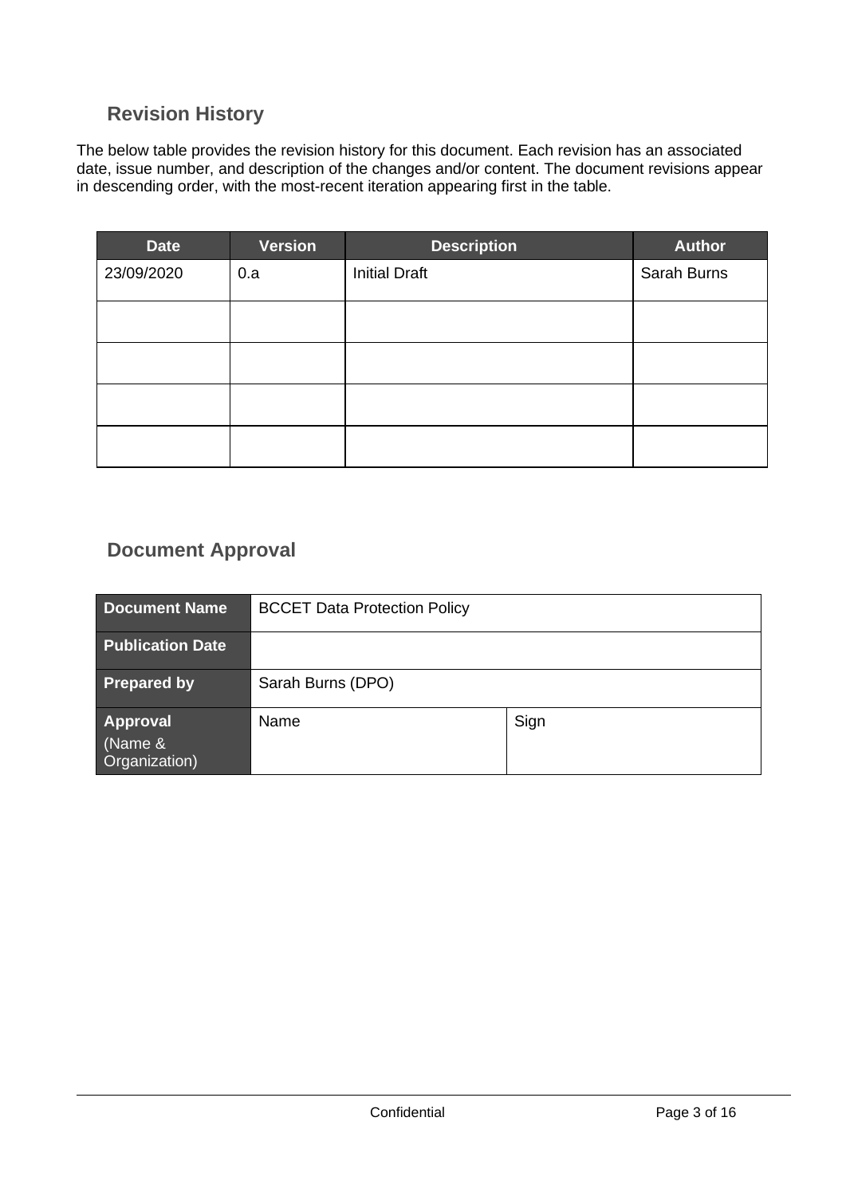## Revision History

The below table provides the revision history for this document. Each revision has an associated date, issue number, and description of the changes and/or content. The document revisions appear in descending order, with the most-recent iteration appearing first in the table.

| Date | Version | Description | Author |
| --- | --- | --- | --- |
| 23/09/2020 | 0.a | Initial Draft | Sarah Burns |
| | | | |
| | | | |
| | | | |
| | | | |

## Document Approval

| **Document Name** | BCCET Data Protection Policy | |
| --- | --- | --- |
| **Publication Date** | | |
| **Prepared by** | Sarah Burns (DPO) | |
| **Approval** (Name & Organization) | Name | Sign |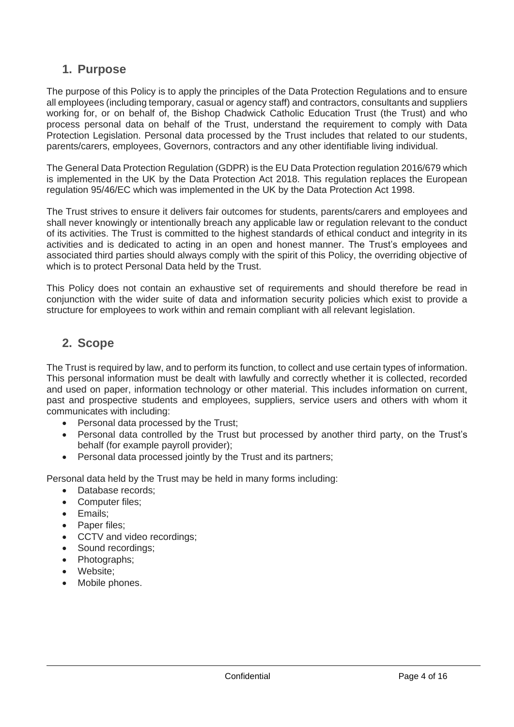## 1. Purpose

The purpose of this Policy is to apply the principles of the Data Protection Regulations and to ensure all employees (including temporary, casual or agency staff) and contractors, consultants and suppliers working for, or on behalf of, the Bishop Chadwick Catholic Education Trust (the Trust) and who process personal data on behalf of the Trust, understand the requirement to comply with Data Protection Legislation. Personal data processed by the Trust includes that related to our students, parents/carers, employees, Governors, contractors and any other identifiable living individual.

The General Data Protection Regulation (GDPR) is the EU Data Protection regulation 2016/679 which is implemented in the UK by the Data Protection Act 2018. This regulation replaces the European regulation 95/46/EC which was implemented in the UK by the Data Protection Act 1998.

The Trust strives to ensure it delivers fair outcomes for students, parents/carers and employees and shall never knowingly or intentionally breach any applicable law or regulation relevant to the conduct of its activities. The Trust is committed to the highest standards of ethical conduct and integrity in its activities and is dedicated to acting in an open and honest manner. The Trust's employees and associated third parties should always comply with the spirit of this Policy, the overriding objective of which is to protect Personal Data held by the Trust.

This Policy does not contain an exhaustive set of requirements and should therefore be read in conjunction with the wider suite of data and information security policies which exist to provide a structure for employees to work within and remain compliant with all relevant legislation.

## 2. Scope

The Trust is required by law, and to perform its function, to collect and use certain types of information. This personal information must be dealt with lawfully and correctly whether it is collected, recorded and used on paper, information technology or other material. This includes information on current, past and prospective students and employees, suppliers, service users and others with whom it communicates with including:

- Personal data processed by the Trust;
- Personal data controlled by the Trust but processed by another third party, on the Trust's behalf (for example payroll provider);
- Personal data processed jointly by the Trust and its partners;

Personal data held by the Trust may be held in many forms including:

- Database records;
- Computer files;
- Emails;
- Paper files;
- CCTV and video recordings;
- Sound recordings;
- Photographs;
- Website;
- Mobile phones.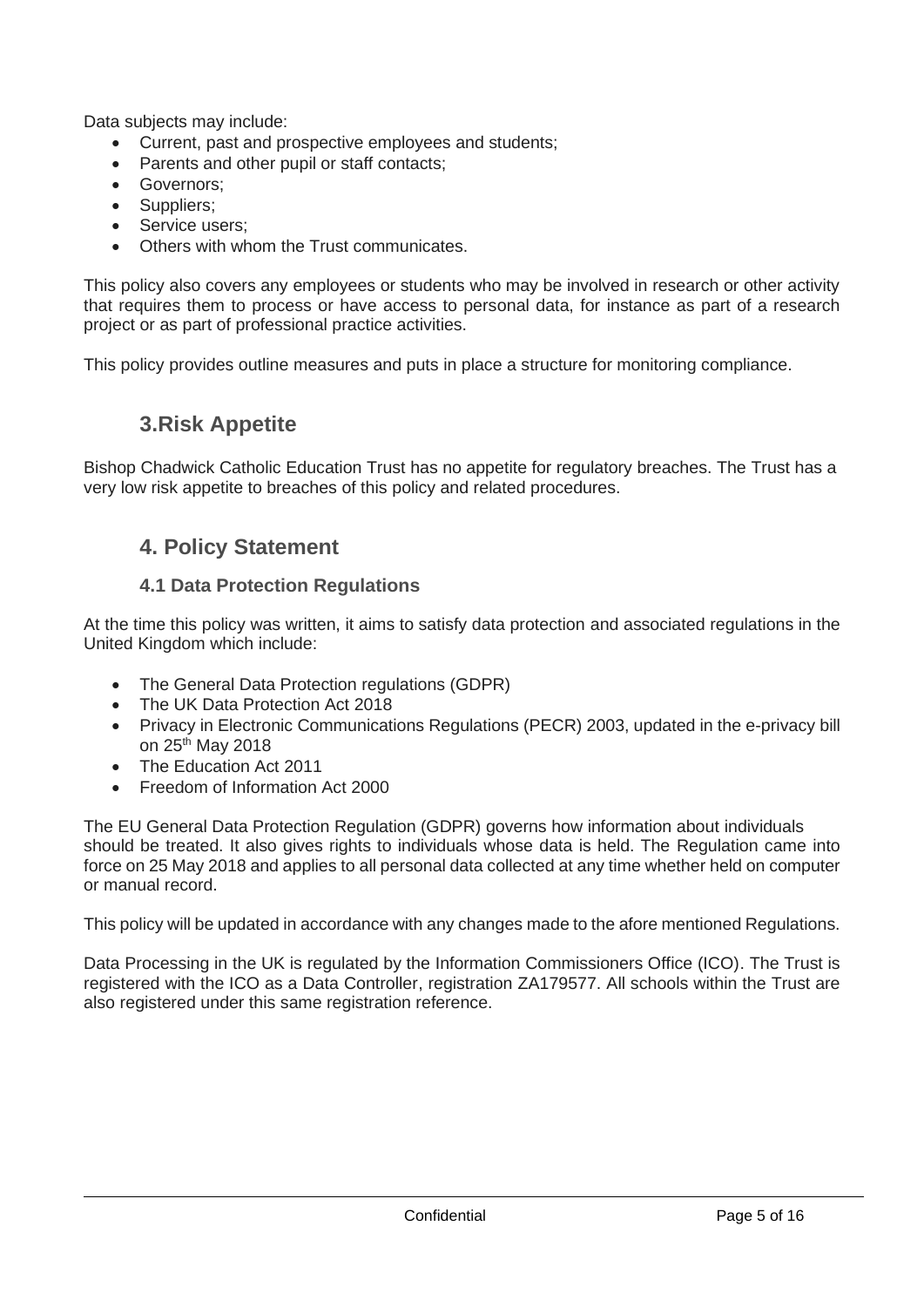Data subjects may include:

- Current, past and prospective employees and students;
- Parents and other pupil or staff contacts;
- Governors;
- Suppliers;
- Service users;
- Others with whom the Trust communicates.

This policy also covers any employees or students who may be involved in research or other activity that requires them to process or have access to personal data, for instance as part of a research project or as part of professional practice activities.

This policy provides outline measures and puts in place a structure for monitoring compliance.

## 3.Risk Appetite

Bishop Chadwick Catholic Education Trust has no appetite for regulatory breaches. The Trust has a very low risk appetite to breaches of this policy and related procedures.

## 4. Policy Statement

### 4.1 Data Protection Regulations

At the time this policy was written, it aims to satisfy data protection and associated regulations in the United Kingdom which include:

- The General Data Protection regulations (GDPR)
- The UK Data Protection Act 2018
- Privacy in Electronic Communications Regulations (PECR) 2003, updated in the e-privacy bill on 25th May 2018
- The Education Act 2011
- Freedom of Information Act 2000

The EU General Data Protection Regulation (GDPR) governs how information about individuals should be treated. It also gives rights to individuals whose data is held. The Regulation came into force on 25 May 2018 and applies to all personal data collected at any time whether held on computer or manual record.

This policy will be updated in accordance with any changes made to the afore mentioned Regulations.

Data Processing in the UK is regulated by the Information Commissioners Office (ICO). The Trust is registered with the ICO as a Data Controller, registration ZA179577. All schools within the Trust are also registered under this same registration reference.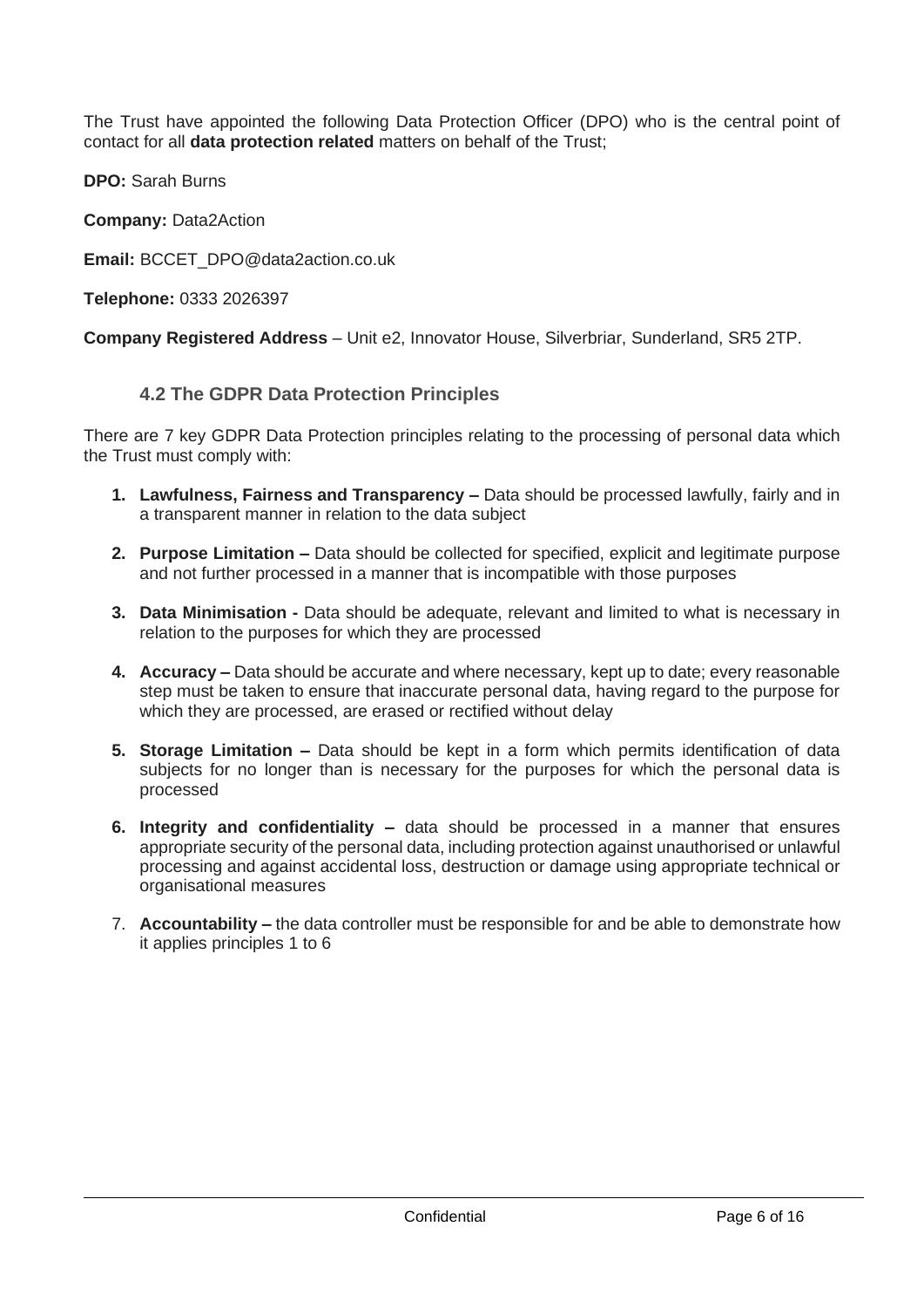The Trust have appointed the following Data Protection Officer (DPO) who is the central point of contact for all **data protection related** matters on behalf of the Trust;

**DPO:** Sarah Burns

**Company:** Data2Action

**Email:** BCCET_DPO@data2action.co.uk

**Telephone:** 0333 2026397

**Company Registered Address** – Unit e2, Innovator House, Silverbriar, Sunderland, SR5 2TP.

### 4.2 The GDPR Data Protection Principles

There are 7 key GDPR Data Protection principles relating to the processing of personal data which the Trust must comply with:

1. **Lawfulness, Fairness and Transparency –** Data should be processed lawfully, fairly and in a transparent manner in relation to the data subject

2. **Purpose Limitation –** Data should be collected for specified, explicit and legitimate purpose and not further processed in a manner that is incompatible with those purposes

3. **Data Minimisation -** Data should be adequate, relevant and limited to what is necessary in relation to the purposes for which they are processed

4. **Accuracy –** Data should be accurate and where necessary, kept up to date; every reasonable step must be taken to ensure that inaccurate personal data, having regard to the purpose for which they are processed, are erased or rectified without delay

5. **Storage Limitation –** Data should be kept in a form which permits identification of data subjects for no longer than is necessary for the purposes for which the personal data is processed

6. **Integrity and confidentiality –** data should be processed in a manner that ensures appropriate security of the personal data, including protection against unauthorised or unlawful processing and against accidental loss, destruction or damage using appropriate technical or organisational measures

7. **Accountability –** the data controller must be responsible for and be able to demonstrate how it applies principles 1 to 6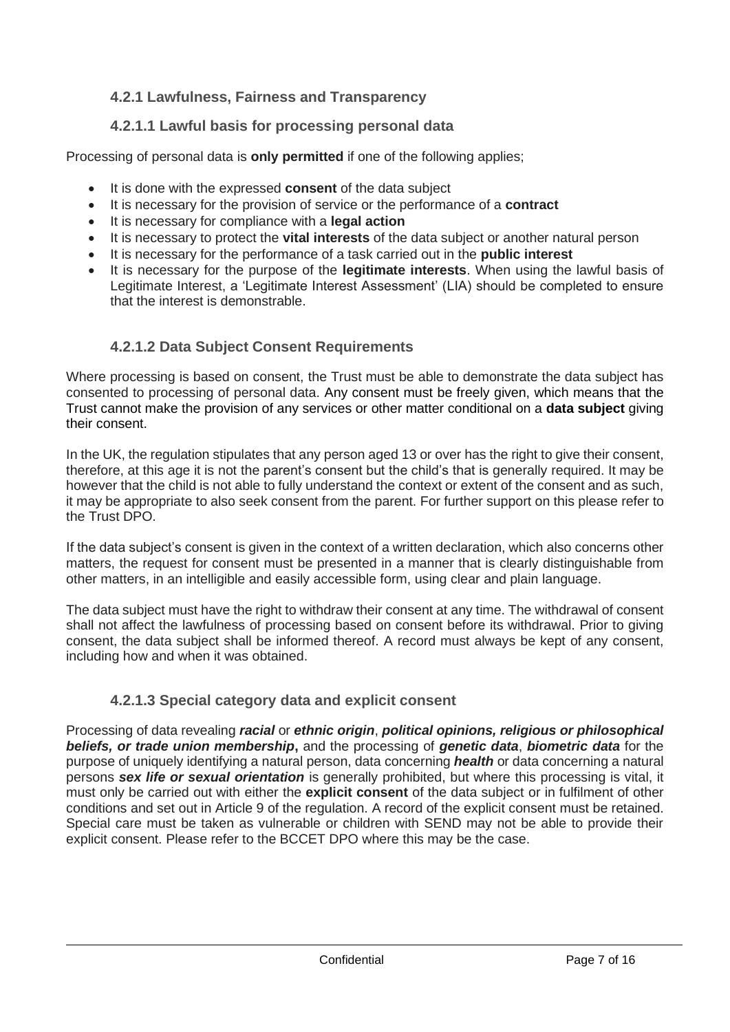### 4.2.1 Lawfulness, Fairness and Transparency

#### 4.2.1.1 Lawful basis for processing personal data

Processing of personal data is **only permitted** if one of the following applies;

- It is done with the expressed **consent** of the data subject
- It is necessary for the provision of service or the performance of a **contract**
- It is necessary for compliance with a **legal action**
- It is necessary to protect the **vital interests** of the data subject or another natural person
- It is necessary for the performance of a task carried out in the **public interest**
- It is necessary for the purpose of the **legitimate interests**. When using the lawful basis of Legitimate Interest, a 'Legitimate Interest Assessment' (LIA) should be completed to ensure that the interest is demonstrable.

#### 4.2.1.2 Data Subject Consent Requirements

Where processing is based on consent, the Trust must be able to demonstrate the data subject has consented to processing of personal data. Any consent must be freely given, which means that the Trust cannot make the provision of any services or other matter conditional on a **data subject** giving their consent.

In the UK, the regulation stipulates that any person aged 13 or over has the right to give their consent, therefore, at this age it is not the parent's consent but the child's that is generally required. It may be however that the child is not able to fully understand the context or extent of the consent and as such, it may be appropriate to also seek consent from the parent. For further support on this please refer to the Trust DPO.

If the data subject's consent is given in the context of a written declaration, which also concerns other matters, the request for consent must be presented in a manner that is clearly distinguishable from other matters, in an intelligible and easily accessible form, using clear and plain language.

The data subject must have the right to withdraw their consent at any time. The withdrawal of consent shall not affect the lawfulness of processing based on consent before its withdrawal. Prior to giving consent, the data subject shall be informed thereof. A record must always be kept of any consent, including how and when it was obtained.

#### 4.2.1.3 Special category data and explicit consent

Processing of data revealing ***racial*** or ***ethnic origin***, ***political opinions, religious or philosophical beliefs, or trade union membership*****,** and the processing of ***genetic data***, ***biometric data*** for the purpose of uniquely identifying a natural person, data concerning ***health*** or data concerning a natural persons ***sex life or sexual orientation*** is generally prohibited, but where this processing is vital, it must only be carried out with either the **explicit consent** of the data subject or in fulfilment of other conditions and set out in Article 9 of the regulation. A record of the explicit consent must be retained. Special care must be taken as vulnerable or children with SEND may not be able to provide their explicit consent. Please refer to the BCCET DPO where this may be the case.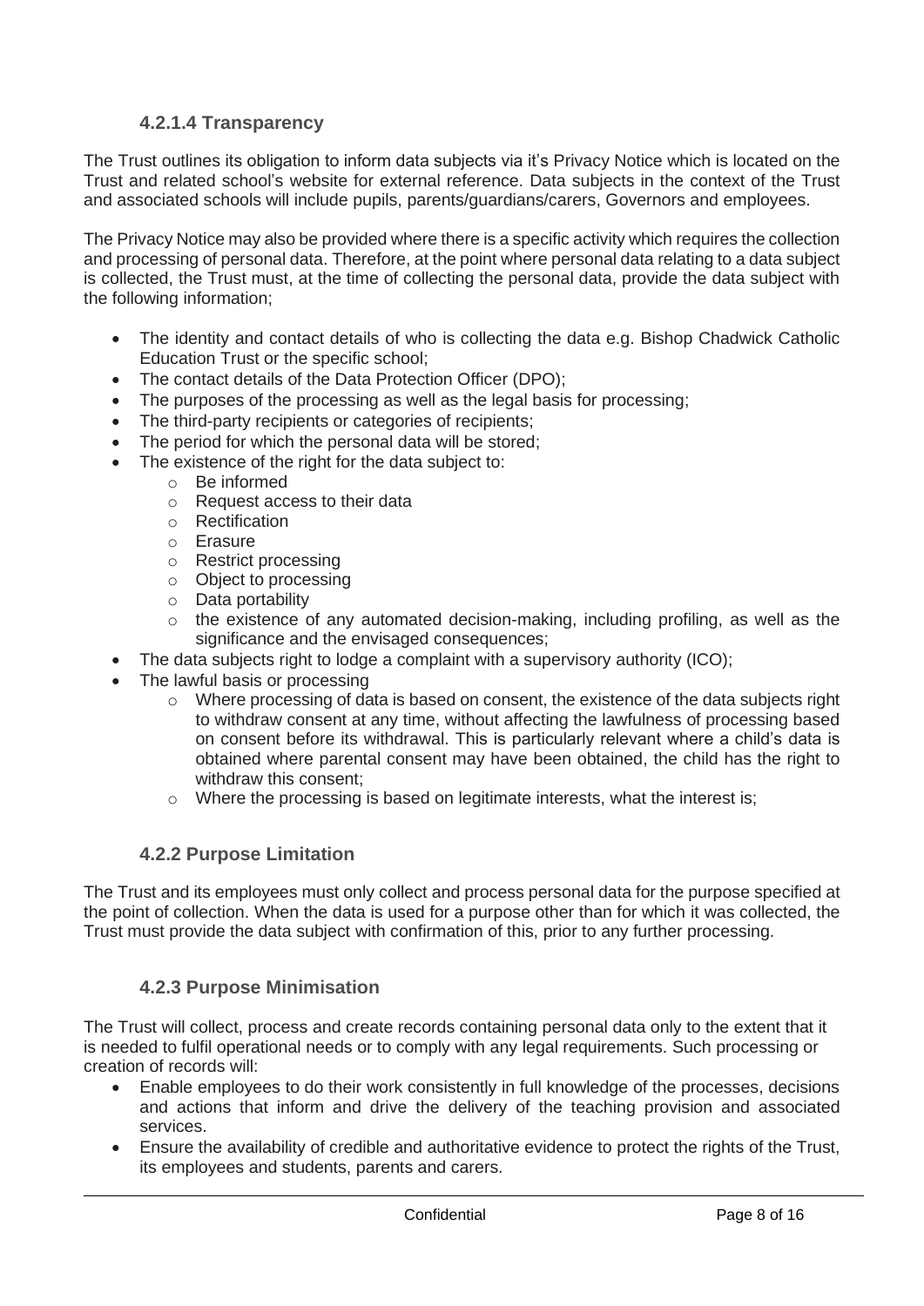#### 4.2.1.4 Transparency

The Trust outlines its obligation to inform data subjects via it's Privacy Notice which is located on the Trust and related school's website for external reference. Data subjects in the context of the Trust and associated schools will include pupils, parents/guardians/carers, Governors and employees.

The Privacy Notice may also be provided where there is a specific activity which requires the collection and processing of personal data. Therefore, at the point where personal data relating to a data subject is collected, the Trust must, at the time of collecting the personal data, provide the data subject with the following information;

- The identity and contact details of who is collecting the data e.g. Bishop Chadwick Catholic Education Trust or the specific school;
- The contact details of the Data Protection Officer (DPO);
- The purposes of the processing as well as the legal basis for processing;
- The third-party recipients or categories of recipients;
- The period for which the personal data will be stored;
- The existence of the right for the data subject to:
  - Be informed
  - Request access to their data
  - Rectification
  - Erasure
  - Restrict processing
  - Object to processing
  - Data portability
  - the existence of any automated decision-making, including profiling, as well as the significance and the envisaged consequences;
- The data subjects right to lodge a complaint with a supervisory authority (ICO);
- The lawful basis or processing
  - Where processing of data is based on consent, the existence of the data subjects right to withdraw consent at any time, without affecting the lawfulness of processing based on consent before its withdrawal. This is particularly relevant where a child's data is obtained where parental consent may have been obtained, the child has the right to withdraw this consent;
  - Where the processing is based on legitimate interests, what the interest is;

### 4.2.2 Purpose Limitation

The Trust and its employees must only collect and process personal data for the purpose specified at the point of collection. When the data is used for a purpose other than for which it was collected, the Trust must provide the data subject with confirmation of this, prior to any further processing.

### 4.2.3 Purpose Minimisation

The Trust will collect, process and create records containing personal data only to the extent that it is needed to fulfil operational needs or to comply with any legal requirements. Such processing or creation of records will:

- Enable employees to do their work consistently in full knowledge of the processes, decisions and actions that inform and drive the delivery of the teaching provision and associated services.
- Ensure the availability of credible and authoritative evidence to protect the rights of the Trust, its employees and students, parents and carers.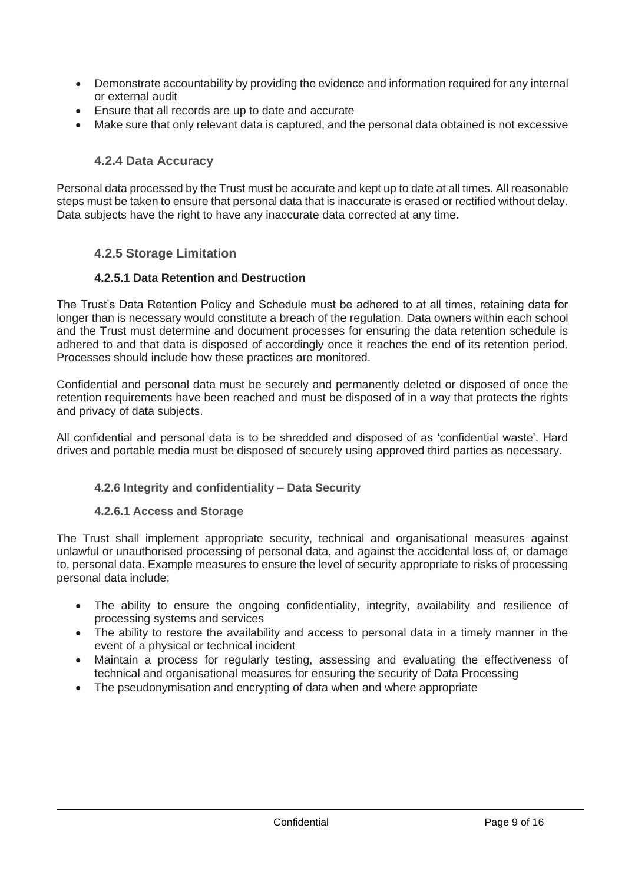- Demonstrate accountability by providing the evidence and information required for any internal or external audit
- Ensure that all records are up to date and accurate
- Make sure that only relevant data is captured, and the personal data obtained is not excessive

### 4.2.4 Data Accuracy

Personal data processed by the Trust must be accurate and kept up to date at all times. All reasonable steps must be taken to ensure that personal data that is inaccurate is erased or rectified without delay. Data subjects have the right to have any inaccurate data corrected at any time.

### 4.2.5 Storage Limitation

#### 4.2.5.1 Data Retention and Destruction

The Trust's Data Retention Policy and Schedule must be adhered to at all times, retaining data for longer than is necessary would constitute a breach of the regulation. Data owners within each school and the Trust must determine and document processes for ensuring the data retention schedule is adhered to and that data is disposed of accordingly once it reaches the end of its retention period. Processes should include how these practices are monitored.

Confidential and personal data must be securely and permanently deleted or disposed of once the retention requirements have been reached and must be disposed of in a way that protects the rights and privacy of data subjects.

All confidential and personal data is to be shredded and disposed of as 'confidential waste'. Hard drives and portable media must be disposed of securely using approved third parties as necessary.

### 4.2.6 Integrity and confidentiality – Data Security

#### 4.2.6.1 Access and Storage

The Trust shall implement appropriate security, technical and organisational measures against unlawful or unauthorised processing of personal data, and against the accidental loss of, or damage to, personal data. Example measures to ensure the level of security appropriate to risks of processing personal data include;

- The ability to ensure the ongoing confidentiality, integrity, availability and resilience of processing systems and services
- The ability to restore the availability and access to personal data in a timely manner in the event of a physical or technical incident
- Maintain a process for regularly testing, assessing and evaluating the effectiveness of technical and organisational measures for ensuring the security of Data Processing
- The pseudonymisation and encrypting of data when and where appropriate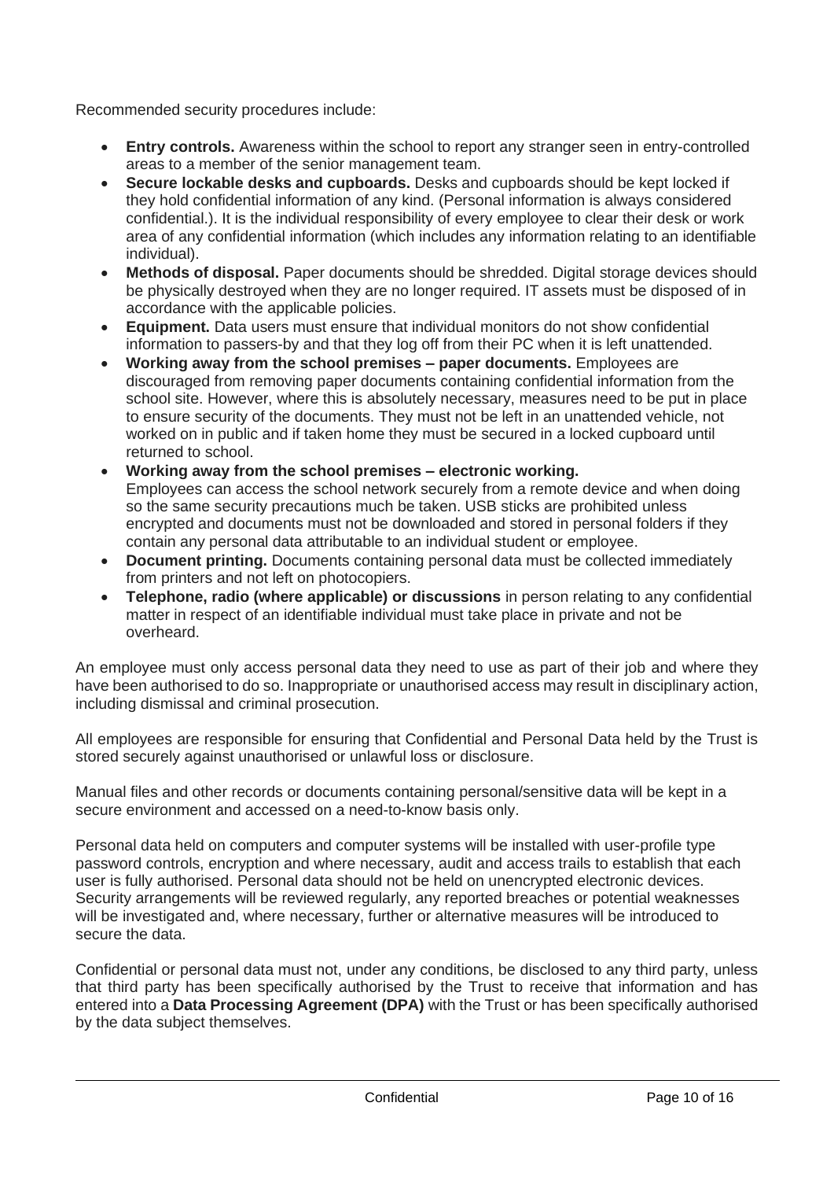Recommended security procedures include:

- **Entry controls.** Awareness within the school to report any stranger seen in entry-controlled areas to a member of the senior management team.
- **Secure lockable desks and cupboards.** Desks and cupboards should be kept locked if they hold confidential information of any kind. (Personal information is always considered confidential.). It is the individual responsibility of every employee to clear their desk or work area of any confidential information (which includes any information relating to an identifiable individual).
- **Methods of disposal.** Paper documents should be shredded. Digital storage devices should be physically destroyed when they are no longer required. IT assets must be disposed of in accordance with the applicable policies.
- **Equipment.** Data users must ensure that individual monitors do not show confidential information to passers-by and that they log off from their PC when it is left unattended.
- **Working away from the school premises – paper documents.** Employees are discouraged from removing paper documents containing confidential information from the school site. However, where this is absolutely necessary, measures need to be put in place to ensure security of the documents. They must not be left in an unattended vehicle, not worked on in public and if taken home they must be secured in a locked cupboard until returned to school.
- **Working away from the school premises – electronic working.** Employees can access the school network securely from a remote device and when doing so the same security precautions much be taken. USB sticks are prohibited unless encrypted and documents must not be downloaded and stored in personal folders if they contain any personal data attributable to an individual student or employee.
- **Document printing.** Documents containing personal data must be collected immediately from printers and not left on photocopiers.
- **Telephone, radio (where applicable) or discussions** in person relating to any confidential matter in respect of an identifiable individual must take place in private and not be overheard.

An employee must only access personal data they need to use as part of their job and where they have been authorised to do so. Inappropriate or unauthorised access may result in disciplinary action, including dismissal and criminal prosecution.

All employees are responsible for ensuring that Confidential and Personal Data held by the Trust is stored securely against unauthorised or unlawful loss or disclosure.

Manual files and other records or documents containing personal/sensitive data will be kept in a secure environment and accessed on a need-to-know basis only.

Personal data held on computers and computer systems will be installed with user-profile type password controls, encryption and where necessary, audit and access trails to establish that each user is fully authorised. Personal data should not be held on unencrypted electronic devices. Security arrangements will be reviewed regularly, any reported breaches or potential weaknesses will be investigated and, where necessary, further or alternative measures will be introduced to secure the data.

Confidential or personal data must not, under any conditions, be disclosed to any third party, unless that third party has been specifically authorised by the Trust to receive that information and has entered into a **Data Processing Agreement (DPA)** with the Trust or has been specifically authorised by the data subject themselves.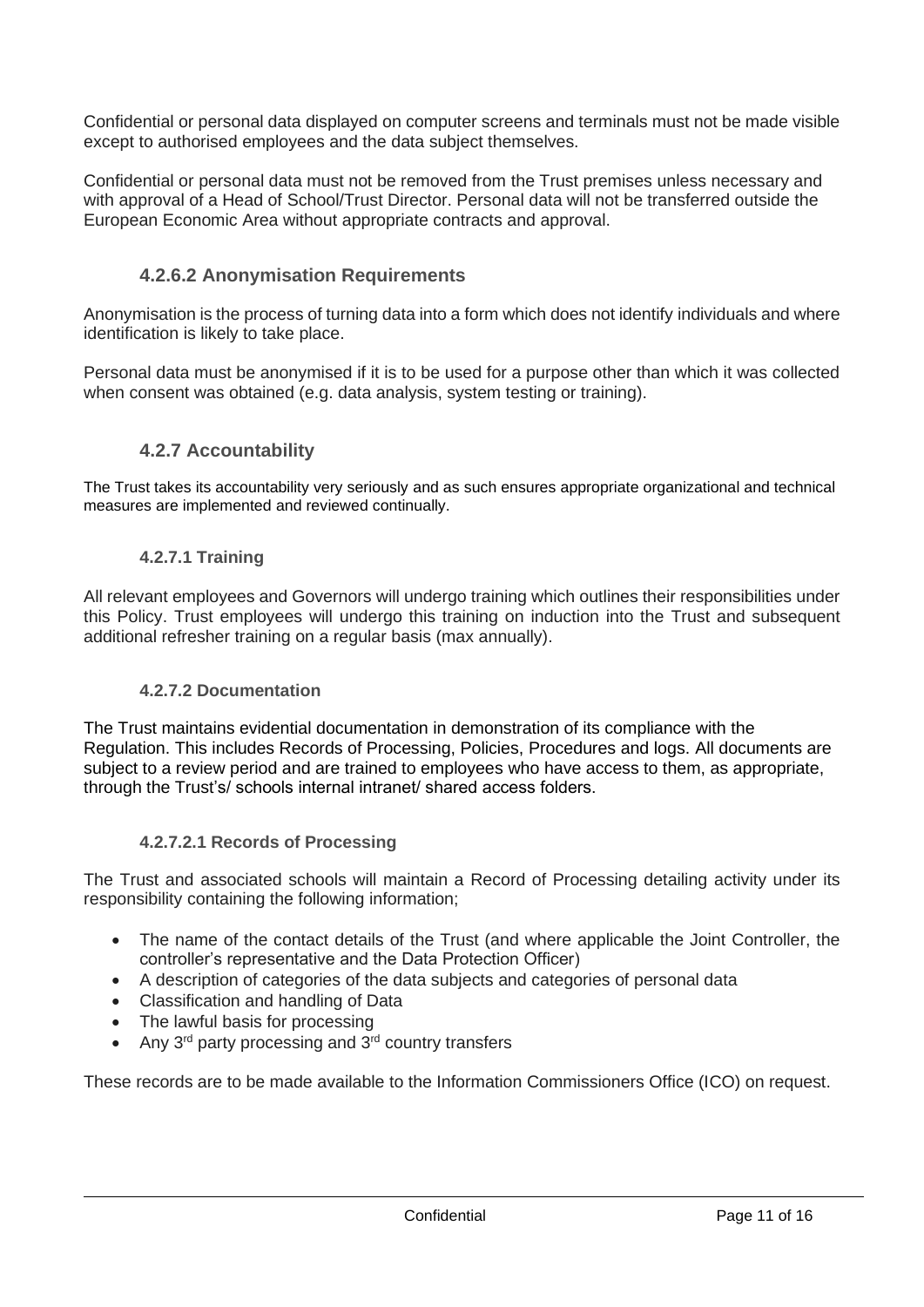Confidential or personal data displayed on computer screens and terminals must not be made visible except to authorised employees and the data subject themselves.

Confidential or personal data must not be removed from the Trust premises unless necessary and with approval of a Head of School/Trust Director. Personal data will not be transferred outside the European Economic Area without appropriate contracts and approval.

#### 4.2.6.2 Anonymisation Requirements

Anonymisation is the process of turning data into a form which does not identify individuals and where identification is likely to take place.

Personal data must be anonymised if it is to be used for a purpose other than which it was collected when consent was obtained (e.g. data analysis, system testing or training).

### 4.2.7 Accountability

The Trust takes its accountability very seriously and as such ensures appropriate organizational and technical measures are implemented and reviewed continually.

#### 4.2.7.1 Training

All relevant employees and Governors will undergo training which outlines their responsibilities under this Policy. Trust employees will undergo this training on induction into the Trust and subsequent additional refresher training on a regular basis (max annually).

#### 4.2.7.2 Documentation

The Trust maintains evidential documentation in demonstration of its compliance with the Regulation. This includes Records of Processing, Policies, Procedures and logs. All documents are subject to a review period and are trained to employees who have access to them, as appropriate, through the Trust's/ schools internal intranet/ shared access folders.

##### 4.2.7.2.1 Records of Processing

The Trust and associated schools will maintain a Record of Processing detailing activity under its responsibility containing the following information;

- The name of the contact details of the Trust (and where applicable the Joint Controller, the controller's representative and the Data Protection Officer)
- A description of categories of the data subjects and categories of personal data
- Classification and handling of Data
- The lawful basis for processing
- Any 3rd party processing and 3rd country transfers

These records are to be made available to the Information Commissioners Office (ICO) on request.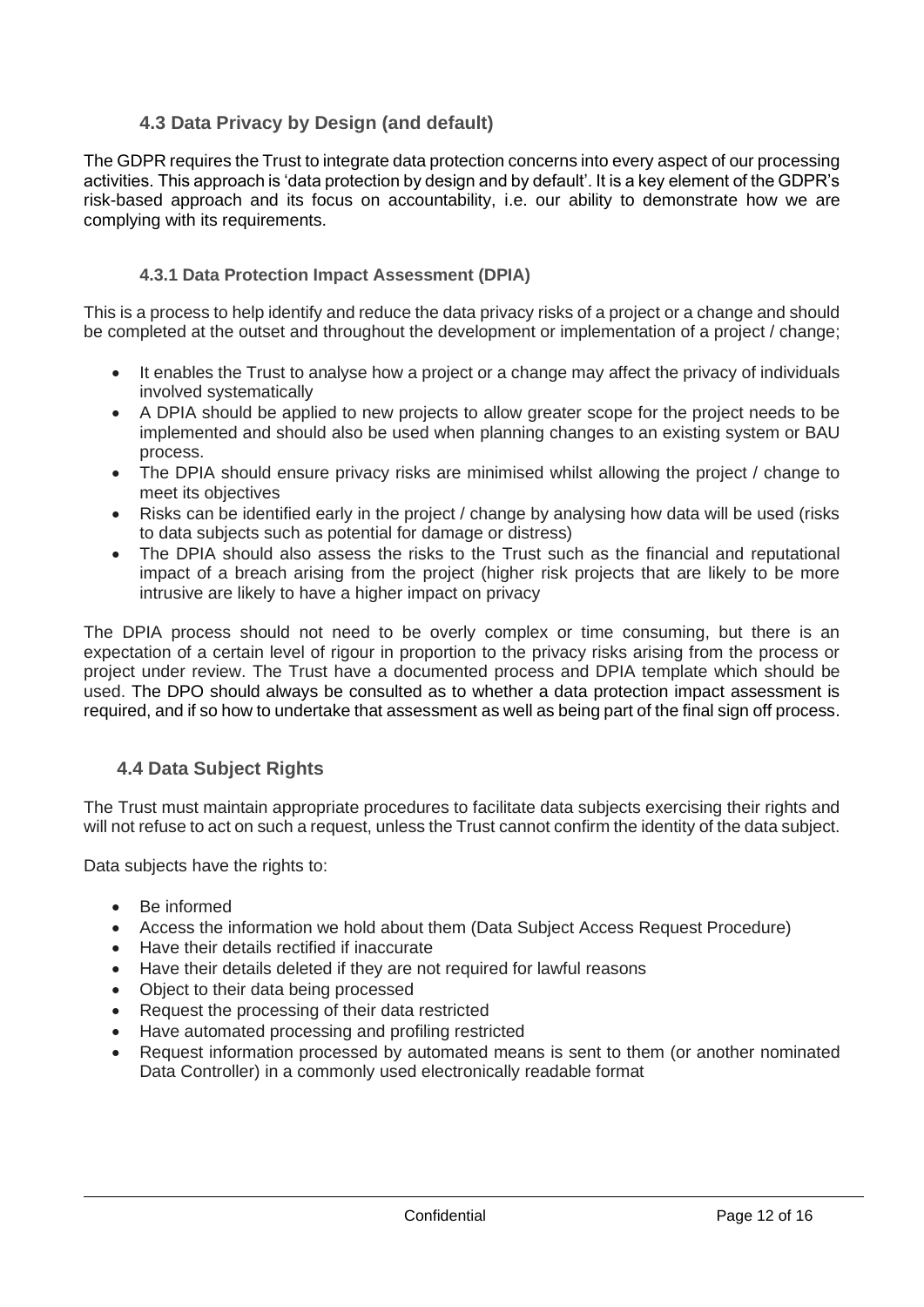## 4.3 Data Privacy by Design (and default)

The GDPR requires the Trust to integrate data protection concerns into every aspect of our processing activities. This approach is 'data protection by design and by default'. It is a key element of the GDPR's risk-based approach and its focus on accountability, i.e. our ability to demonstrate how we are complying with its requirements.

### 4.3.1 Data Protection Impact Assessment (DPIA)

This is a process to help identify and reduce the data privacy risks of a project or a change and should be completed at the outset and throughout the development or implementation of a project / change;

- It enables the Trust to analyse how a project or a change may affect the privacy of individuals involved systematically
- A DPIA should be applied to new projects to allow greater scope for the project needs to be implemented and should also be used when planning changes to an existing system or BAU process.
- The DPIA should ensure privacy risks are minimised whilst allowing the project / change to meet its objectives
- Risks can be identified early in the project / change by analysing how data will be used (risks to data subjects such as potential for damage or distress)
- The DPIA should also assess the risks to the Trust such as the financial and reputational impact of a breach arising from the project (higher risk projects that are likely to be more intrusive are likely to have a higher impact on privacy

The DPIA process should not need to be overly complex or time consuming, but there is an expectation of a certain level of rigour in proportion to the privacy risks arising from the process or project under review. The Trust have a documented process and DPIA template which should be used. The DPO should always be consulted as to whether a data protection impact assessment is required, and if so how to undertake that assessment as well as being part of the final sign off process.

## 4.4 Data Subject Rights

The Trust must maintain appropriate procedures to facilitate data subjects exercising their rights and will not refuse to act on such a request, unless the Trust cannot confirm the identity of the data subject.

Data subjects have the rights to:

- Be informed
- Access the information we hold about them (Data Subject Access Request Procedure)
- Have their details rectified if inaccurate
- Have their details deleted if they are not required for lawful reasons
- Object to their data being processed
- Request the processing of their data restricted
- Have automated processing and profiling restricted
- Request information processed by automated means is sent to them (or another nominated Data Controller) in a commonly used electronically readable format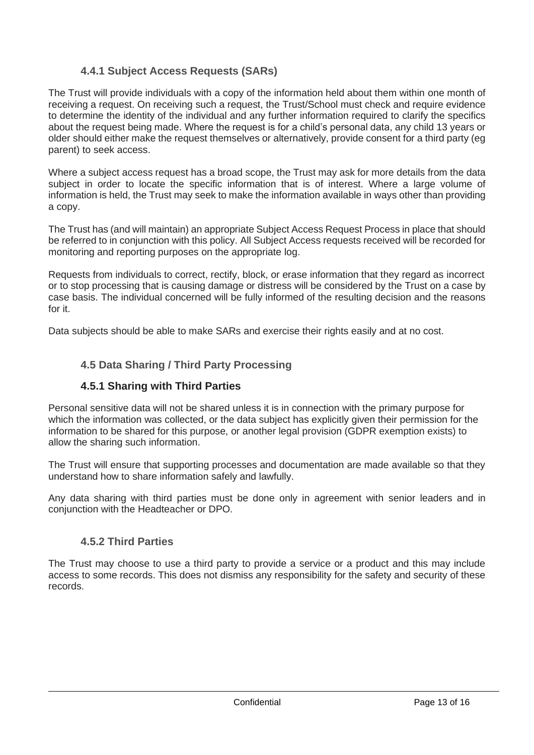### 4.4.1 Subject Access Requests (SARs)

The Trust will provide individuals with a copy of the information held about them within one month of receiving a request. On receiving such a request, the Trust/School must check and require evidence to determine the identity of the individual and any further information required to clarify the specifics about the request being made. Where the request is for a child's personal data, any child 13 years or older should either make the request themselves or alternatively, provide consent for a third party (eg parent) to seek access.

Where a subject access request has a broad scope, the Trust may ask for more details from the data subject in order to locate the specific information that is of interest. Where a large volume of information is held, the Trust may seek to make the information available in ways other than providing a copy.

The Trust has (and will maintain) an appropriate Subject Access Request Process in place that should be referred to in conjunction with this policy. All Subject Access requests received will be recorded for monitoring and reporting purposes on the appropriate log.

Requests from individuals to correct, rectify, block, or erase information that they regard as incorrect or to stop processing that is causing damage or distress will be considered by the Trust on a case by case basis. The individual concerned will be fully informed of the resulting decision and the reasons for it.

Data subjects should be able to make SARs and exercise their rights easily and at no cost.

## 4.5 Data Sharing / Third Party Processing

### 4.5.1 Sharing with Third Parties

Personal sensitive data will not be shared unless it is in connection with the primary purpose for which the information was collected, or the data subject has explicitly given their permission for the information to be shared for this purpose, or another legal provision (GDPR exemption exists) to allow the sharing such information.

The Trust will ensure that supporting processes and documentation are made available so that they understand how to share information safely and lawfully.

Any data sharing with third parties must be done only in agreement with senior leaders and in conjunction with the Headteacher or DPO.

### 4.5.2 Third Parties

The Trust may choose to use a third party to provide a service or a product and this may include access to some records. This does not dismiss any responsibility for the safety and security of these records.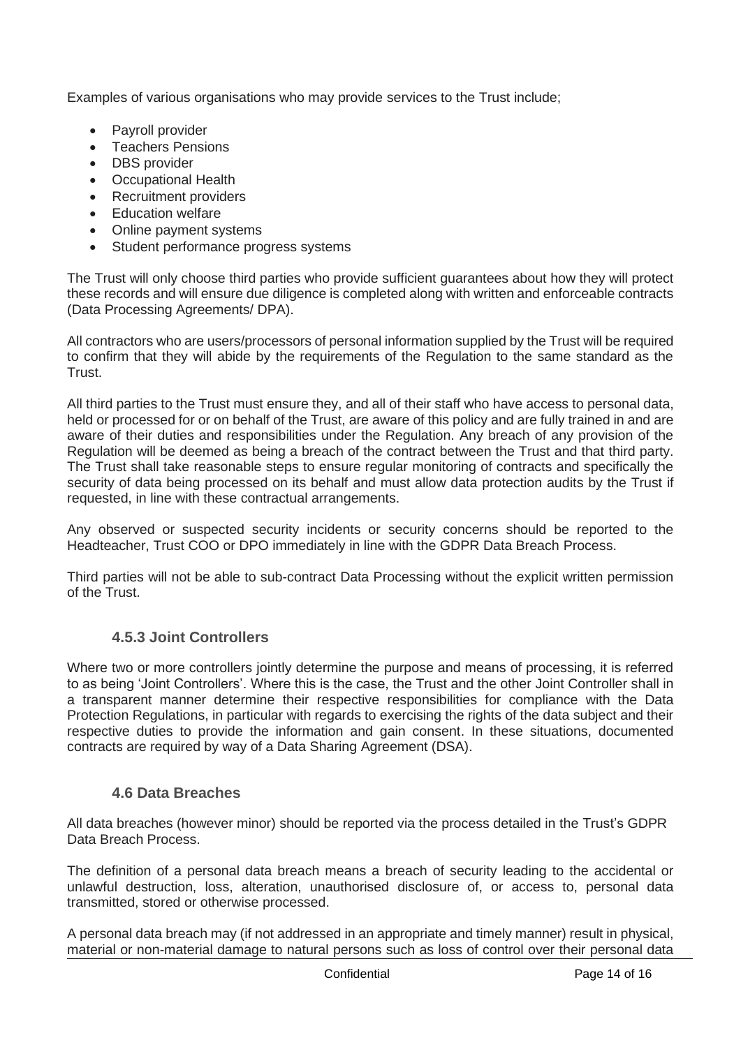Examples of various organisations who may provide services to the Trust include;

- Payroll provider
- Teachers Pensions
- DBS provider
- Occupational Health
- Recruitment providers
- Education welfare
- Online payment systems
- Student performance progress systems

The Trust will only choose third parties who provide sufficient guarantees about how they will protect these records and will ensure due diligence is completed along with written and enforceable contracts (Data Processing Agreements/ DPA).

All contractors who are users/processors of personal information supplied by the Trust will be required to confirm that they will abide by the requirements of the Regulation to the same standard as the Trust.

All third parties to the Trust must ensure they, and all of their staff who have access to personal data, held or processed for or on behalf of the Trust, are aware of this policy and are fully trained in and are aware of their duties and responsibilities under the Regulation. Any breach of any provision of the Regulation will be deemed as being a breach of the contract between the Trust and that third party. The Trust shall take reasonable steps to ensure regular monitoring of contracts and specifically the security of data being processed on its behalf and must allow data protection audits by the Trust if requested, in line with these contractual arrangements.

Any observed or suspected security incidents or security concerns should be reported to the Headteacher, Trust COO or DPO immediately in line with the GDPR Data Breach Process.

Third parties will not be able to sub-contract Data Processing without the explicit written permission of the Trust.

### 4.5.3 Joint Controllers

Where two or more controllers jointly determine the purpose and means of processing, it is referred to as being 'Joint Controllers'. Where this is the case, the Trust and the other Joint Controller shall in a transparent manner determine their respective responsibilities for compliance with the Data Protection Regulations, in particular with regards to exercising the rights of the data subject and their respective duties to provide the information and gain consent. In these situations, documented contracts are required by way of a Data Sharing Agreement (DSA).

### 4.6 Data Breaches

All data breaches (however minor) should be reported via the process detailed in the Trust's GDPR Data Breach Process.

The definition of a personal data breach means a breach of security leading to the accidental or unlawful destruction, loss, alteration, unauthorised disclosure of, or access to, personal data transmitted, stored or otherwise processed.

A personal data breach may (if not addressed in an appropriate and timely manner) result in physical, material or non-material damage to natural persons such as loss of control over their personal data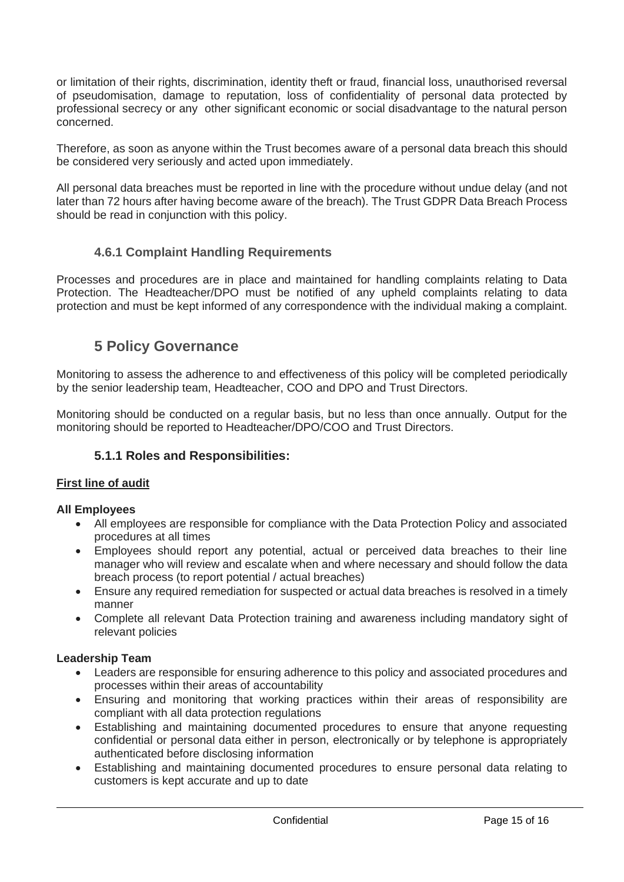or limitation of their rights, discrimination, identity theft or fraud, financial loss, unauthorised reversal of pseudomisation, damage to reputation, loss of confidentiality of personal data protected by professional secrecy or any other significant economic or social disadvantage to the natural person concerned.

Therefore, as soon as anyone within the Trust becomes aware of a personal data breach this should be considered very seriously and acted upon immediately.

All personal data breaches must be reported in line with the procedure without undue delay (and not later than 72 hours after having become aware of the breach). The Trust GDPR Data Breach Process should be read in conjunction with this policy.

### 4.6.1 Complaint Handling Requirements

Processes and procedures are in place and maintained for handling complaints relating to Data Protection. The Headteacher/DPO must be notified of any upheld complaints relating to data protection and must be kept informed of any correspondence with the individual making a complaint.

## 5 Policy Governance

Monitoring to assess the adherence to and effectiveness of this policy will be completed periodically by the senior leadership team, Headteacher, COO and DPO and Trust Directors.

Monitoring should be conducted on a regular basis, but no less than once annually. Output for the monitoring should be reported to Headteacher/DPO/COO and Trust Directors.

### 5.1.1 Roles and Responsibilities:

**First line of audit**

**All Employees**

- All employees are responsible for compliance with the Data Protection Policy and associated procedures at all times
- Employees should report any potential, actual or perceived data breaches to their line manager who will review and escalate when and where necessary and should follow the data breach process (to report potential / actual breaches)
- Ensure any required remediation for suspected or actual data breaches is resolved in a timely manner
- Complete all relevant Data Protection training and awareness including mandatory sight of relevant policies

**Leadership Team**

- Leaders are responsible for ensuring adherence to this policy and associated procedures and processes within their areas of accountability
- Ensuring and monitoring that working practices within their areas of responsibility are compliant with all data protection regulations
- Establishing and maintaining documented procedures to ensure that anyone requesting confidential or personal data either in person, electronically or by telephone is appropriately authenticated before disclosing information
- Establishing and maintaining documented procedures to ensure personal data relating to customers is kept accurate and up to date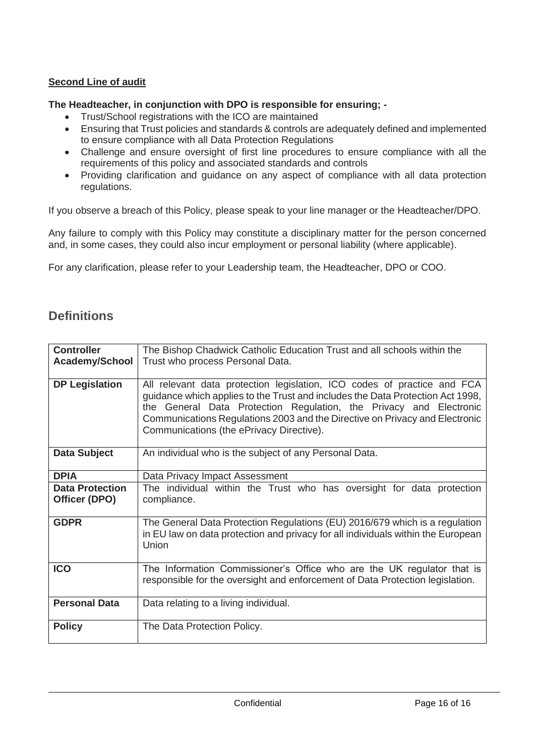**Second Line of audit**

**The Headteacher, in conjunction with DPO is responsible for ensuring; -**

- Trust/School registrations with the ICO are maintained
- Ensuring that Trust policies and standards & controls are adequately defined and implemented to ensure compliance with all Data Protection Regulations
- Challenge and ensure oversight of first line procedures to ensure compliance with all the requirements of this policy and associated standards and controls
- Providing clarification and guidance on any aspect of compliance with all data protection regulations.

If you observe a breach of this Policy, please speak to your line manager or the Headteacher/DPO.

Any failure to comply with this Policy may constitute a disciplinary matter for the person concerned and, in some cases, they could also incur employment or personal liability (where applicable).

For any clarification, please refer to your Leadership team, the Headteacher, DPO or COO.

## Definitions

| | |
|---|---|
| **Controller Academy/School** | The Bishop Chadwick Catholic Education Trust and all schools within the Trust who process Personal Data. |
| **DP Legislation** | All relevant data protection legislation, ICO codes of practice and FCA guidance which applies to the Trust and includes the Data Protection Act 1998, the General Data Protection Regulation, the Privacy and Electronic Communications Regulations 2003 and the Directive on Privacy and Electronic Communications (the ePrivacy Directive). |
| **Data Subject** | An individual who is the subject of any Personal Data. |
| **DPIA** | Data Privacy Impact Assessment |
| **Data Protection Officer (DPO)** | The individual within the Trust who has oversight for data protection compliance. |
| **GDPR** | The General Data Protection Regulations (EU) 2016/679 which is a regulation in EU law on data protection and privacy for all individuals within the European Union |
| **ICO** | The Information Commissioner's Office who are the UK regulator that is responsible for the oversight and enforcement of Data Protection legislation. |
| **Personal Data** | Data relating to a living individual. |
| **Policy** | The Data Protection Policy. |

Confidential